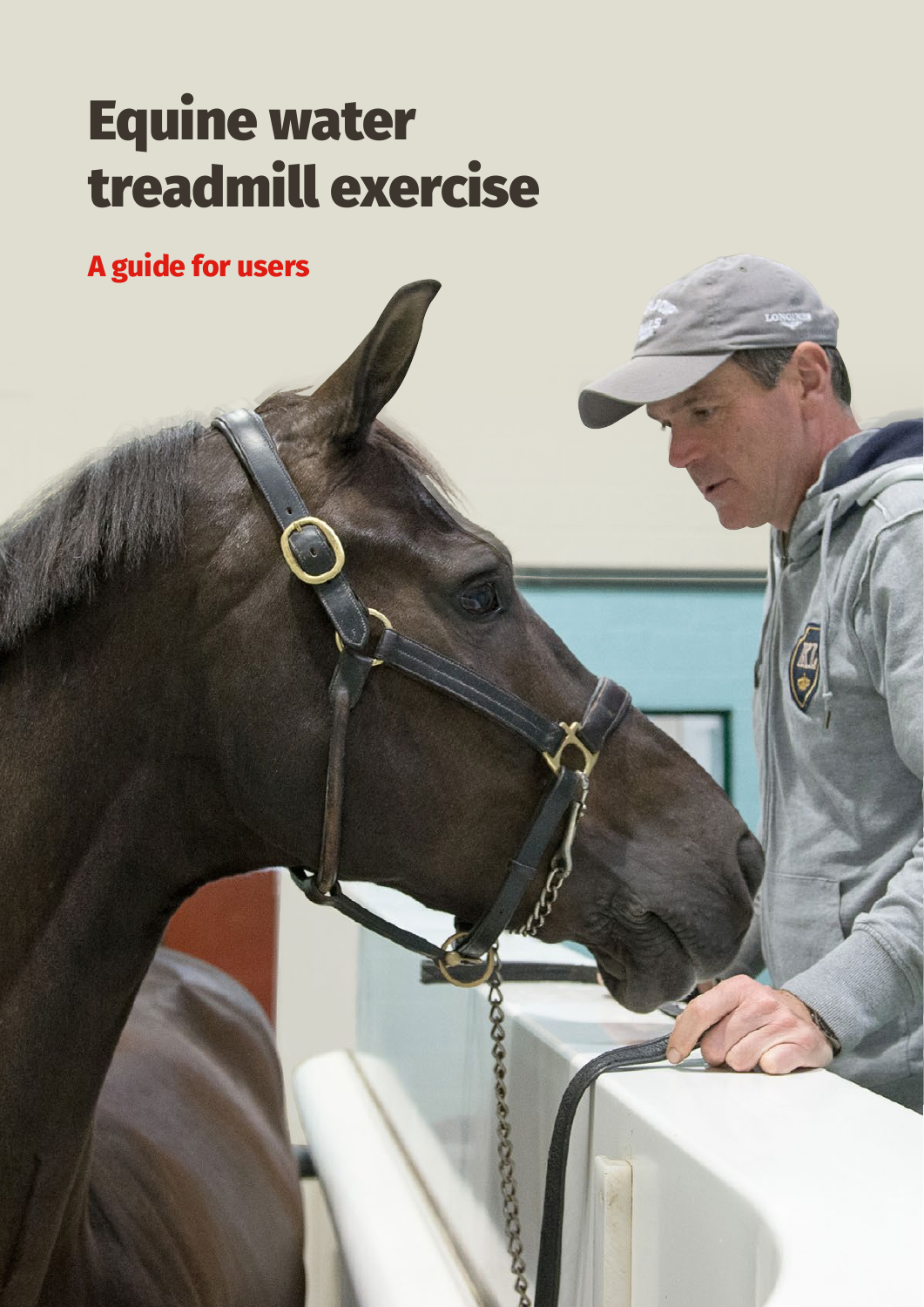# Equine water treadmill exercise

## A guide for users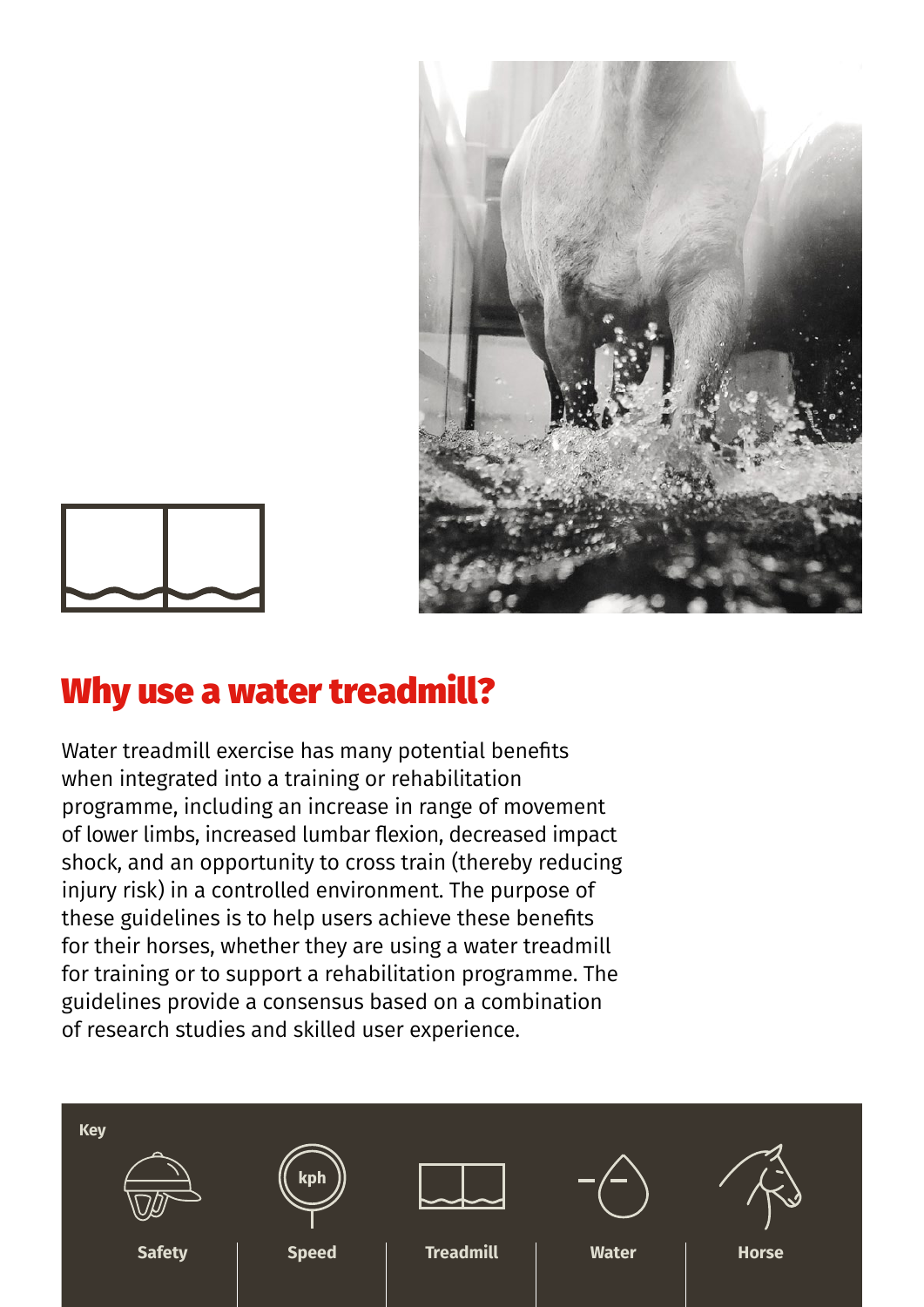## Why use a water treadmill?

Water treadmill exercise has many potential benefits when integrated into a training or rehabilitation programme, including an increase in range of movement of lower limbs, increased lumbar flexion, decreased impact shock, and an opportunity to cross train (thereby reducing injury risk) in a controlled environment. The purpose of these guidelines is to help users achieve these benefits for their horses, whether they are using a water treadmill for training or to support a rehabilitation programme. The guidelines provide a consensus based on a combination of research studies and skilled user experience.

**Key**

| Safety | Speed | Treadmill | Water | Horse |
| --- | --- | --- | --- | --- |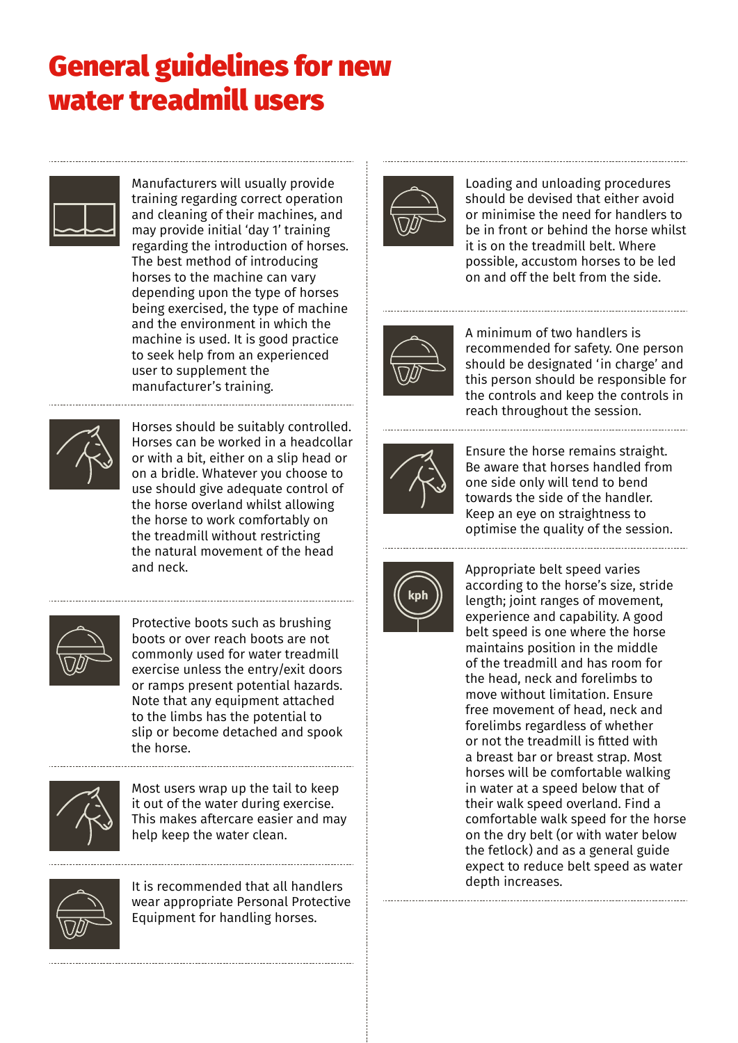# General guidelines for new water treadmill users

Manufacturers will usually provide training regarding correct operation and cleaning of their machines, and may provide initial 'day 1' training regarding the introduction of horses. The best method of introducing horses to the machine can vary depending upon the type of horses being exercised, the type of machine and the environment in which the machine is used. It is good practice to seek help from an experienced user to supplement the manufacturer's training.

Horses should be suitably controlled. Horses can be worked in a headcollar or with a bit, either on a slip head or on a bridle. Whatever you choose to use should give adequate control of the horse overland whilst allowing the horse to work comfortably on the treadmill without restricting the natural movement of the head and neck.

Protective boots such as brushing boots or over reach boots are not commonly used for water treadmill exercise unless the entry/exit doors or ramps present potential hazards. Note that any equipment attached to the limbs has the potential to slip or become detached and spook the horse.

Most users wrap up the tail to keep it out of the water during exercise. This makes aftercare easier and may help keep the water clean.

It is recommended that all handlers wear appropriate Personal Protective Equipment for handling horses.

Loading and unloading procedures should be devised that either avoid or minimise the need for handlers to be in front or behind the horse whilst it is on the treadmill belt. Where possible, accustom horses to be led on and off the belt from the side.

A minimum of two handlers is recommended for safety. One person should be designated 'in charge' and this person should be responsible for the controls and keep the controls in reach throughout the session.

Ensure the horse remains straight. Be aware that horses handled from one side only will tend to bend towards the side of the handler. Keep an eye on straightness to optimise the quality of the session.

Appropriate belt speed varies according to the horse's size, stride length; joint ranges of movement, experience and capability. A good belt speed is one where the horse maintains position in the middle of the treadmill and has room for the head, neck and forelimbs to move without limitation. Ensure free movement of head, neck and forelimbs regardless of whether or not the treadmill is fitted with a breast bar or breast strap. Most horses will be comfortable walking in water at a speed below that of their walk speed overland. Find a comfortable walk speed for the horse on the dry belt (or with water below the fetlock) and as a general guide expect to reduce belt speed as water depth increases.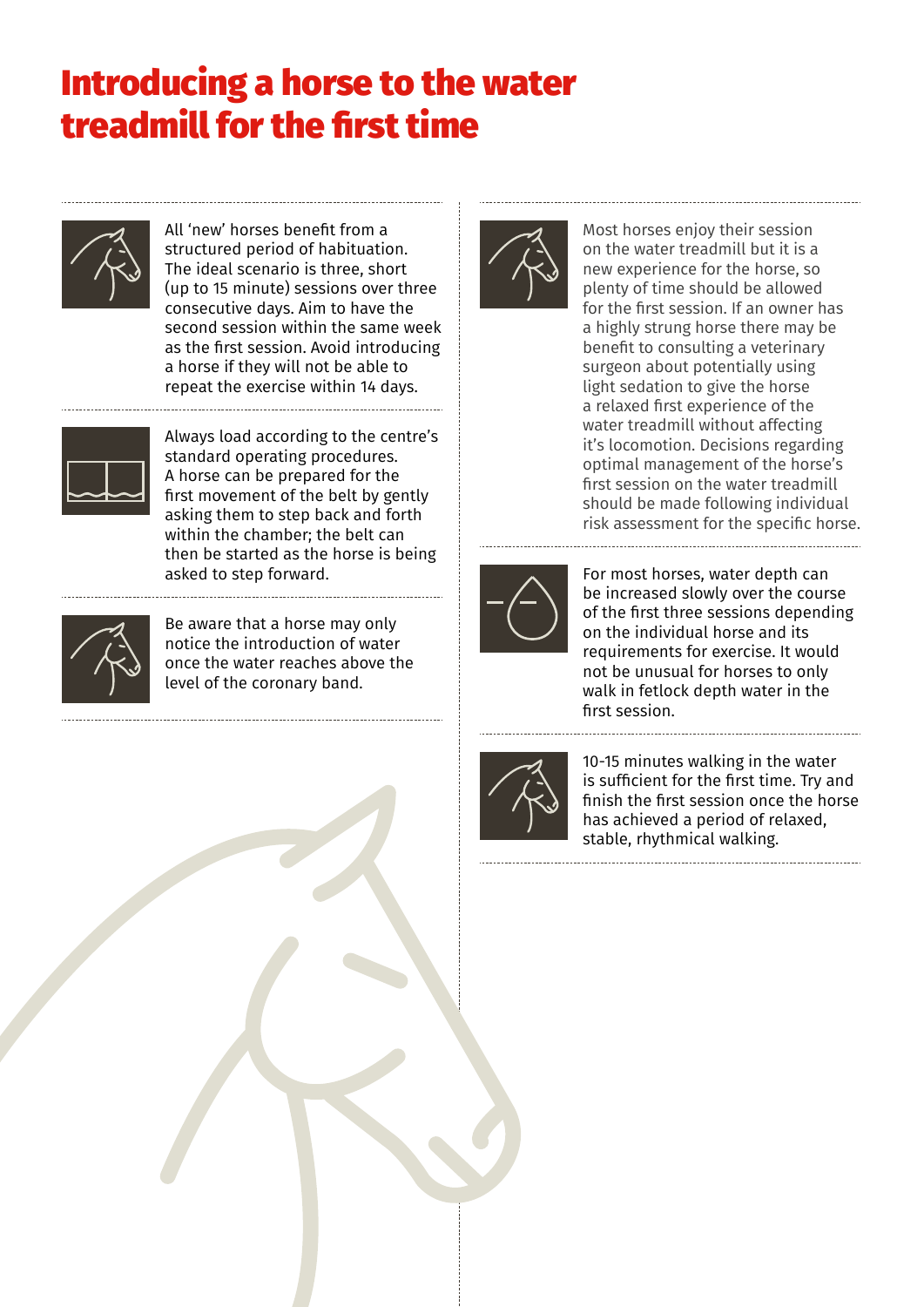# Introducing a horse to the water treadmill for the first time

All 'new' horses benefit from a structured period of habituation. The ideal scenario is three, short (up to 15 minute) sessions over three consecutive days. Aim to have the second session within the same week as the first session. Avoid introducing a horse if they will not be able to repeat the exercise within 14 days.

Always load according to the centre's standard operating procedures. A horse can be prepared for the first movement of the belt by gently asking them to step back and forth within the chamber; the belt can then be started as the horse is being asked to step forward.

Be aware that a horse may only notice the introduction of water once the water reaches above the level of the coronary band.

Most horses enjoy their session on the water treadmill but it is a new experience for the horse, so plenty of time should be allowed for the first session. If an owner has a highly strung horse there may be benefit to consulting a veterinary surgeon about potentially using light sedation to give the horse a relaxed first experience of the water treadmill without affecting it's locomotion. Decisions regarding optimal management of the horse's first session on the water treadmill should be made following individual risk assessment for the specific horse.

For most horses, water depth can be increased slowly over the course of the first three sessions depending on the individual horse and its requirements for exercise. It would not be unusual for horses to only walk in fetlock depth water in the first session.

10-15 minutes walking in the water is sufficient for the first time. Try and finish the first session once the horse has achieved a period of relaxed, stable, rhythmical walking.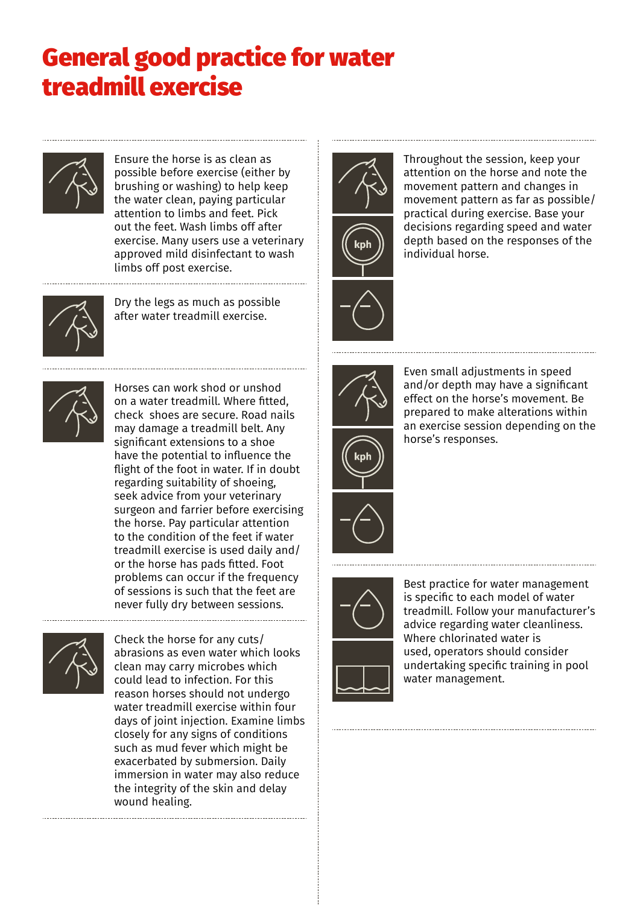# General good practice for water treadmill exercise

Ensure the horse is as clean as possible before exercise (either by brushing or washing) to help keep the water clean, paying particular attention to limbs and feet. Pick out the feet. Wash limbs off after exercise. Many users use a veterinary approved mild disinfectant to wash limbs off post exercise.

Dry the legs as much as possible after water treadmill exercise.

Horses can work shod or unshod on a water treadmill. Where fitted, check shoes are secure. Road nails may damage a treadmill belt. Any significant extensions to a shoe have the potential to influence the flight of the foot in water. If in doubt regarding suitability of shoeing, seek advice from your veterinary surgeon and farrier before exercising the horse. Pay particular attention to the condition of the feet if water treadmill exercise is used daily and/or the horse has pads fitted. Foot problems can occur if the frequency of sessions is such that the feet are never fully dry between sessions.

Check the horse for any cuts/abrasions as even water which looks clean may carry microbes which could lead to infection. For this reason horses should not undergo water treadmill exercise within four days of joint injection. Examine limbs closely for any signs of conditions such as mud fever which might be exacerbated by submersion. Daily immersion in water may also reduce the integrity of the skin and delay wound healing.

Throughout the session, keep your attention on the horse and note the movement pattern and changes in movement pattern as far as possible/practical during exercise. Base your decisions regarding speed and water depth based on the responses of the individual horse.

Even small adjustments in speed and/or depth may have a significant effect on the horse's movement. Be prepared to make alterations within an exercise session depending on the horse's responses.

Best practice for water management is specific to each model of water treadmill. Follow your manufacturer's advice regarding water cleanliness. Where chlorinated water is used, operators should consider undertaking specific training in pool water management.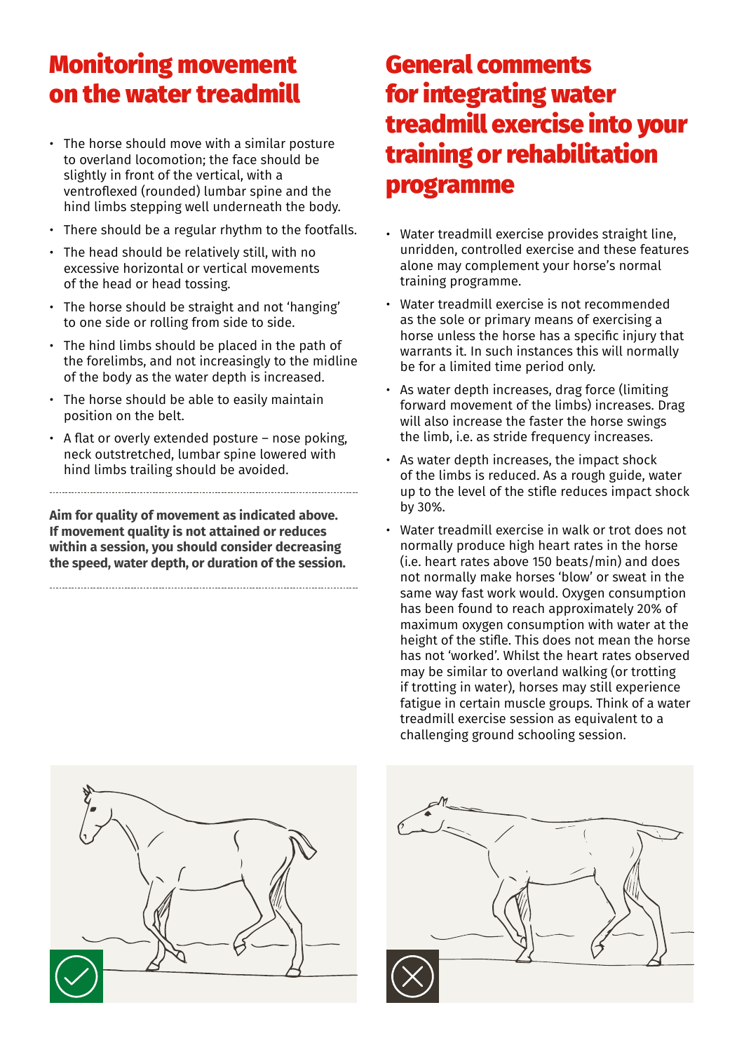## Monitoring movement on the water treadmill

- The horse should move with a similar posture to overland locomotion; the face should be slightly in front of the vertical, with a ventroflexed (rounded) lumbar spine and the hind limbs stepping well underneath the body.
- There should be a regular rhythm to the footfalls.
- The head should be relatively still, with no excessive horizontal or vertical movements of the head or head tossing.
- The horse should be straight and not 'hanging' to one side or rolling from side to side.
- The hind limbs should be placed in the path of the forelimbs, and not increasingly to the midline of the body as the water depth is increased.
- The horse should be able to easily maintain position on the belt.
- A flat or overly extended posture – nose poking, neck outstretched, lumbar spine lowered with hind limbs trailing should be avoided.

**Aim for quality of movement as indicated above. If movement quality is not attained or reduces within a session, you should consider decreasing the speed, water depth, or duration of the session.**

## General comments for integrating water treadmill exercise into your training or rehabilitation programme

- Water treadmill exercise provides straight line, unridden, controlled exercise and these features alone may complement your horse's normal training programme.
- Water treadmill exercise is not recommended as the sole or primary means of exercising a horse unless the horse has a specific injury that warrants it. In such instances this will normally be for a limited time period only.
- As water depth increases, drag force (limiting forward movement of the limbs) increases. Drag will also increase the faster the horse swings the limb, i.e. as stride frequency increases.
- As water depth increases, the impact shock of the limbs is reduced. As a rough guide, water up to the level of the stifle reduces impact shock by 30%.
- Water treadmill exercise in walk or trot does not normally produce high heart rates in the horse (i.e. heart rates above 150 beats/min) and does not normally make horses 'blow' or sweat in the same way fast work would. Oxygen consumption has been found to reach approximately 20% of maximum oxygen consumption with water at the height of the stifle. This does not mean the horse has not 'worked'. Whilst the heart rates observed may be similar to overland walking (or trotting if trotting in water), horses may still experience fatigue in certain muscle groups. Think of a water treadmill exercise session as equivalent to a challenging ground schooling session.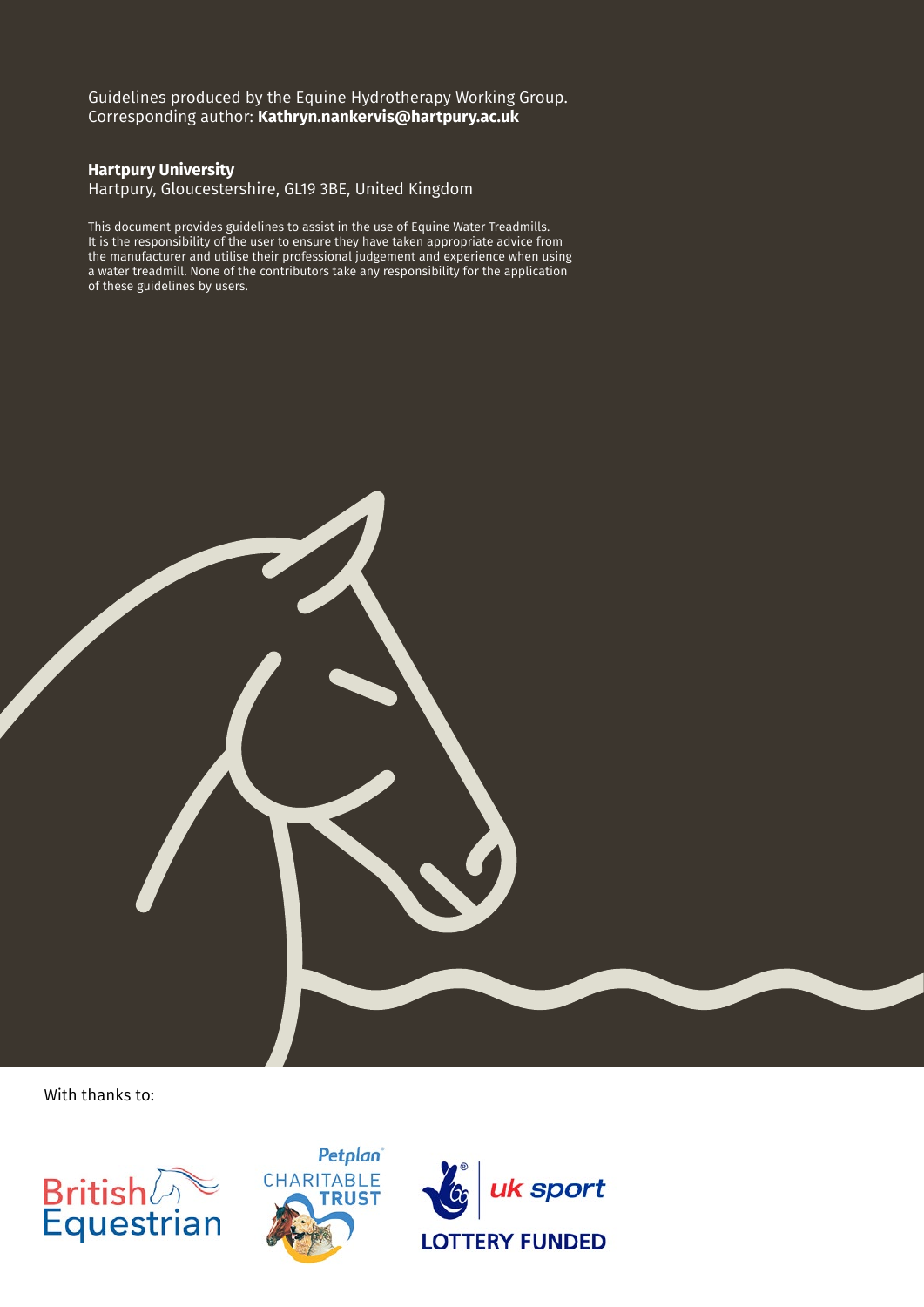Guidelines produced by the Equine Hydrotherapy Working Group.
Corresponding author: **Kathryn.nankervis@hartpury.ac.uk**

**Hartpury University**
Hartpury, Gloucestershire, GL19 3BE, United Kingdom

This document provides guidelines to assist in the use of Equine Water Treadmills. It is the responsibility of the user to ensure they have taken appropriate advice from the manufacturer and utilise their professional judgement and experience when using a water treadmill. None of the contributors take any responsibility for the application of these guidelines by users.

With thanks to:

British Equestrian

Petplan Charitable Trust

uk sport
LOTTERY FUNDED